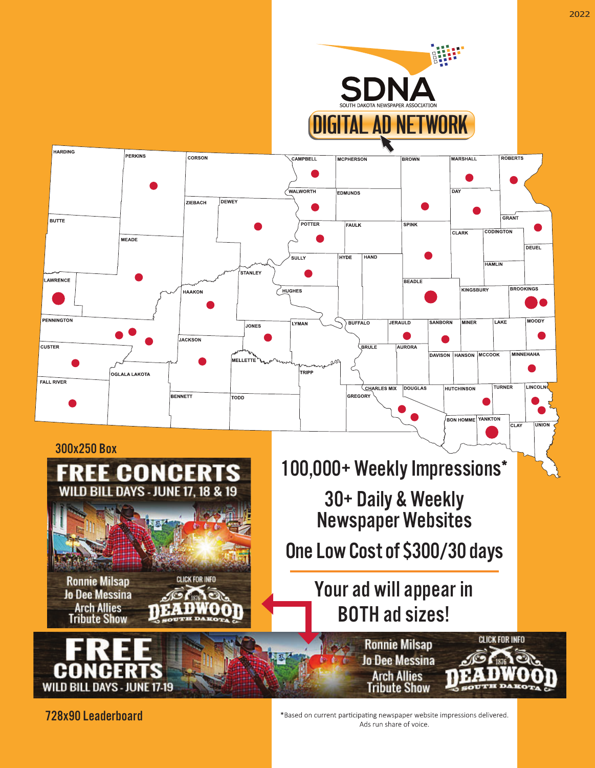# SDNA

SOUTH DAKOTA NEWSPAPER ASSOCIATION

## DIGITAL AD NETWORK

HARDING, PERKINS, CORSON, CAMPBELL, MCPHERSON, BROWN, MARSHALL, ROBERTS, WALWORTH, EDMUNDS, DAY, ZIEBACH, DEWEY, BUTTE, POTTER, FAULK, SPINK, GRANT, CLARK, CODINGTON, MEADE, DEUEL, SULLY, HYDE, HAND, HAMLIN, STANLEY, LAWRENCE, BEADLE, HUGHES, KINGSBURY, BROOKINGS, HAAKON, PENNINGTON, JONES, LYMAN, BUFFALO, JERAULD, SANBORN, MINER, LAKE, MOODY, JACKSON, BRULE, AURORA, CUSTER, DAVISON, HANSON, MCCOOK, MINNEHAHA, MELLETTE, OGLALA LAKOTA, TRIPP, FALL RIVER, CHARLES MIX, DOUGLAS, HUTCHINSON, TURNER, LINCOLN, GREGORY, BENNETT, TODD, BON HOMME, YANKTON, CLAY, UNION

300x250 Box

FREE CONCERTS
WILD BILL DAYS - JUNE 17, 18 & 19
Ronnie Milsap
Jo Dee Messina
Arch Allies Tribute Show
CLICK FOR INFO
DEADWOOD SOUTH DAKOTA

100,000+ Weekly Impressions*

30+ Daily & Weekly Newspaper Websites

One Low Cost of $300/30 days

Your ad will appear in BOTH ad sizes!

FREE CONCERTS
WILD BILL DAYS - JUNE 17-19
Ronnie Milsap
Jo Dee Messina
Arch Allies Tribute Show
CLICK FOR INFO
DEADWOOD SOUTH DAKOTA

728x90 Leaderboard

*Based on current participating newspaper website impressions delivered. Ads run share of voice.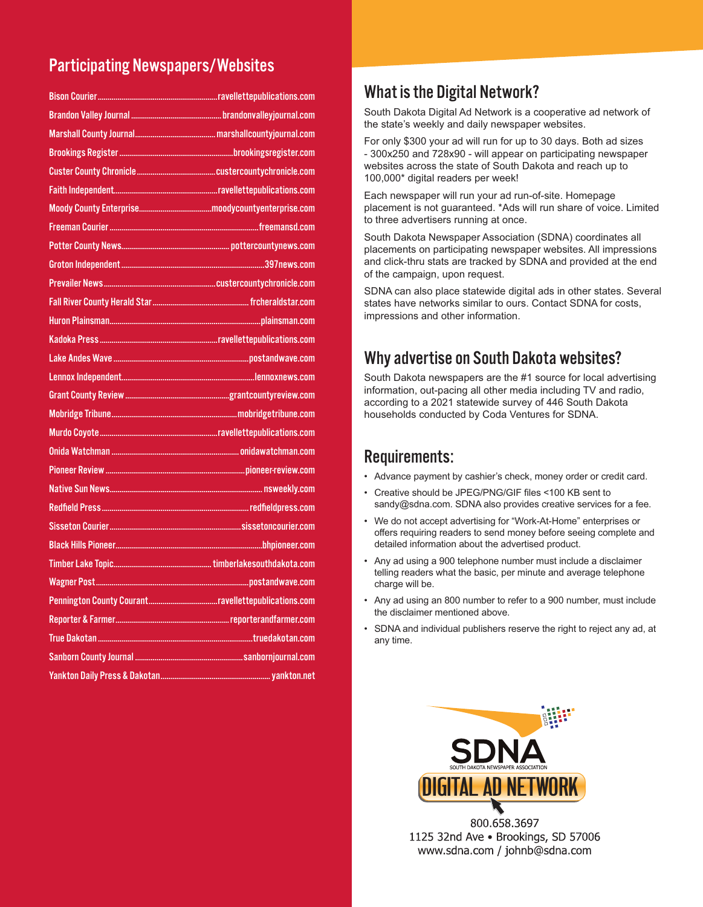## Participating Newspapers/Websites

| | |
|---|---|
| Bison Courier | ravellettepublications.com |
| Brandon Valley Journal | brandonvalleyjournal.com |
| Marshall County Journal | marshallcountyjournal.com |
| Brookings Register | brookingsregister.com |
| Custer County Chronicle | custercountychronicle.com |
| Faith Independent | ravellettepublications.com |
| Moody County Enterprise | moodycountyenterprise.com |
| Freeman Courier | freemansd.com |
| Potter County News | pottercountynews.com |
| Groton Independent | 397news.com |
| Prevailer News | custercountychronicle.com |
| Fall River County Herald Star | frcheraldstar.com |
| Huron Plainsman | plainsman.com |
| Kadoka Press | ravellettepublications.com |
| Lake Andes Wave | postandwave.com |
| Lennox Independent | lennoxnews.com |
| Grant County Review | grantcountyreview.com |
| Mobridge Tribune | mobridgetribune.com |
| Murdo Coyote | ravellettepublications.com |
| Onida Watchman | onidawatchman.com |
| Pioneer Review | pioneer-review.com |
| Native Sun News | nsweekly.com |
| Redfield Press | redfieldpress.com |
| Sisseton Courier | sissetoncourier.com |
| Black Hills Pioneer | bhpioneer.com |
| Timber Lake Topic | timberlakesouthdakota.com |
| Wagner Post | postandwave.com |
| Pennington County Courant | ravellettepublications.com |
| Reporter & Farmer | reporterandfarmer.com |
| True Dakotan | truedakotan.com |
| Sanborn County Journal | sanbornjournal.com |
| Yankton Daily Press & Dakotan | yankton.net |

## What is the Digital Network?

South Dakota Digital Ad Network is a cooperative ad network of the state's weekly and daily newspaper websites.

For only $300 your ad will run for up to 30 days. Both ad sizes - 300x250 and 728x90 - will appear on participating newspaper websites across the state of South Dakota and reach up to 100,000* digital readers per week!

Each newspaper will run your ad run-of-site. Homepage placement is not guaranteed. *Ads will run share of voice. Limited to three advertisers running at once.

South Dakota Newspaper Association (SDNA) coordinates all placements on participating newspaper websites. All impressions and click-thru stats are tracked by SDNA and provided at the end of the campaign, upon request.

SDNA can also place statewide digital ads in other states. Several states have networks similar to ours. Contact SDNA for costs, impressions and other information.

## Why advertise on South Dakota websites?

South Dakota newspapers are the #1 source for local advertising information, out-pacing all other media including TV and radio, according to a 2021 statewide survey of 446 South Dakota households conducted by Coda Ventures for SDNA.

## Requirements:

- Advance payment by cashier's check, money order or credit card.
- Creative should be JPEG/PNG/GIF files <100 KB sent to sandy@sdna.com. SDNA also provides creative services for a fee.
- We do not accept advertising for "Work-At-Home" enterprises or offers requiring readers to send money before seeing complete and detailed information about the advertised product.
- Any ad using a 900 telephone number must include a disclaimer telling readers what the basic, per minute and average telephone charge will be.
- Any ad using an 800 number to refer to a 900 number, must include the disclaimer mentioned above.
- SDNA and individual publishers reserve the right to reject any ad, at any time.

SDNA
SOUTH DAKOTA NEWSPAPER ASSOCIATION
DIGITAL AD NETWORK

800.658.3697
1125 32nd Ave • Brookings, SD 57006
www.sdna.com / johnb@sdna.com